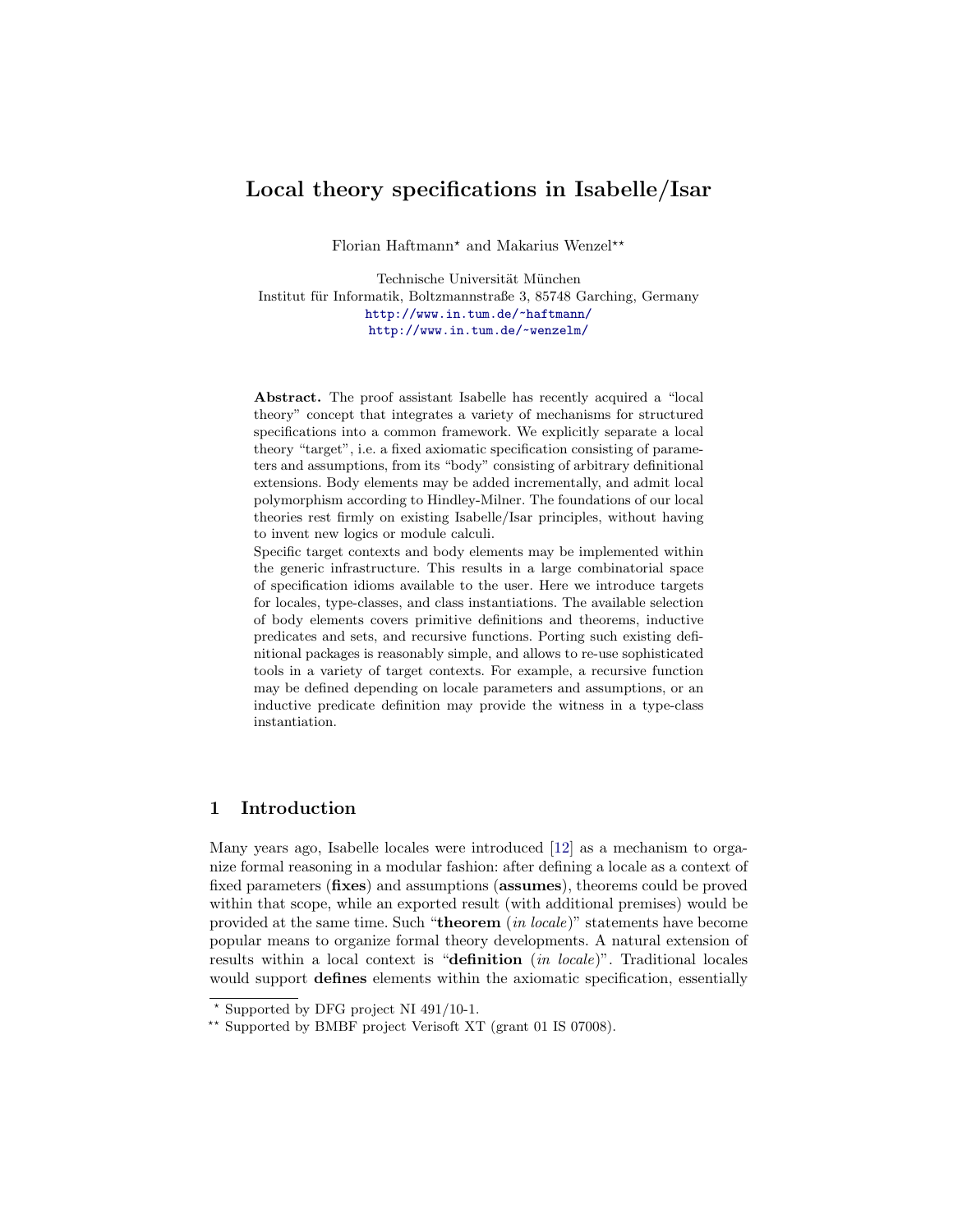# Local theory specifications in Isabelle/Isar

Florian Haftmann* and Makarius Wenzel**

Technische Universität München
Institut für Informatik, Boltzmannstraße 3, 85748 Garching, Germany
http://www.in.tum.de/~haftmann/
http://www.in.tum.de/~wenzelm/

**Abstract.** The proof assistant Isabelle has recently acquired a "local theory" concept that integrates a variety of mechanisms for structured specifications into a common framework. We explicitly separate a local theory "target", i.e. a fixed axiomatic specification consisting of parameters and assumptions, from its "body" consisting of arbitrary definitional extensions. Body elements may be added incrementally, and admit local polymorphism according to Hindley-Milner. The foundations of our local theories rest firmly on existing Isabelle/Isar principles, without having to invent new logics or module calculi.
Specific target contexts and body elements may be implemented within the generic infrastructure. This results in a large combinatorial space of specification idioms available to the user. Here we introduce targets for locales, type-classes, and class instantiations. The available selection of body elements covers primitive definitions and theorems, inductive predicates and sets, and recursive functions. Porting such existing definitional packages is reasonably simple, and allows to re-use sophisticated tools in a variety of target contexts. For example, a recursive function may be defined depending on locale parameters and assumptions, or an inductive predicate definition may provide the witness in a type-class instantiation.

## 1 Introduction

Many years ago, Isabelle locales were introduced [12] as a mechanism to organize formal reasoning in a modular fashion: after defining a locale as a context of fixed parameters (**fixes**) and assumptions (**assumes**), theorems could be proved within that scope, while an exported result (with additional premises) would be provided at the same time. Such "**theorem** (*in locale*)" statements have become popular means to organize formal theory developments. A natural extension of results within a local context is "**definition** (*in locale*)". Traditional locales would support **defines** elements within the axiomatic specification, essentially

* Supported by DFG project NI 491/10-1.
** Supported by BMBF project Verisoft XT (grant 01 IS 07008).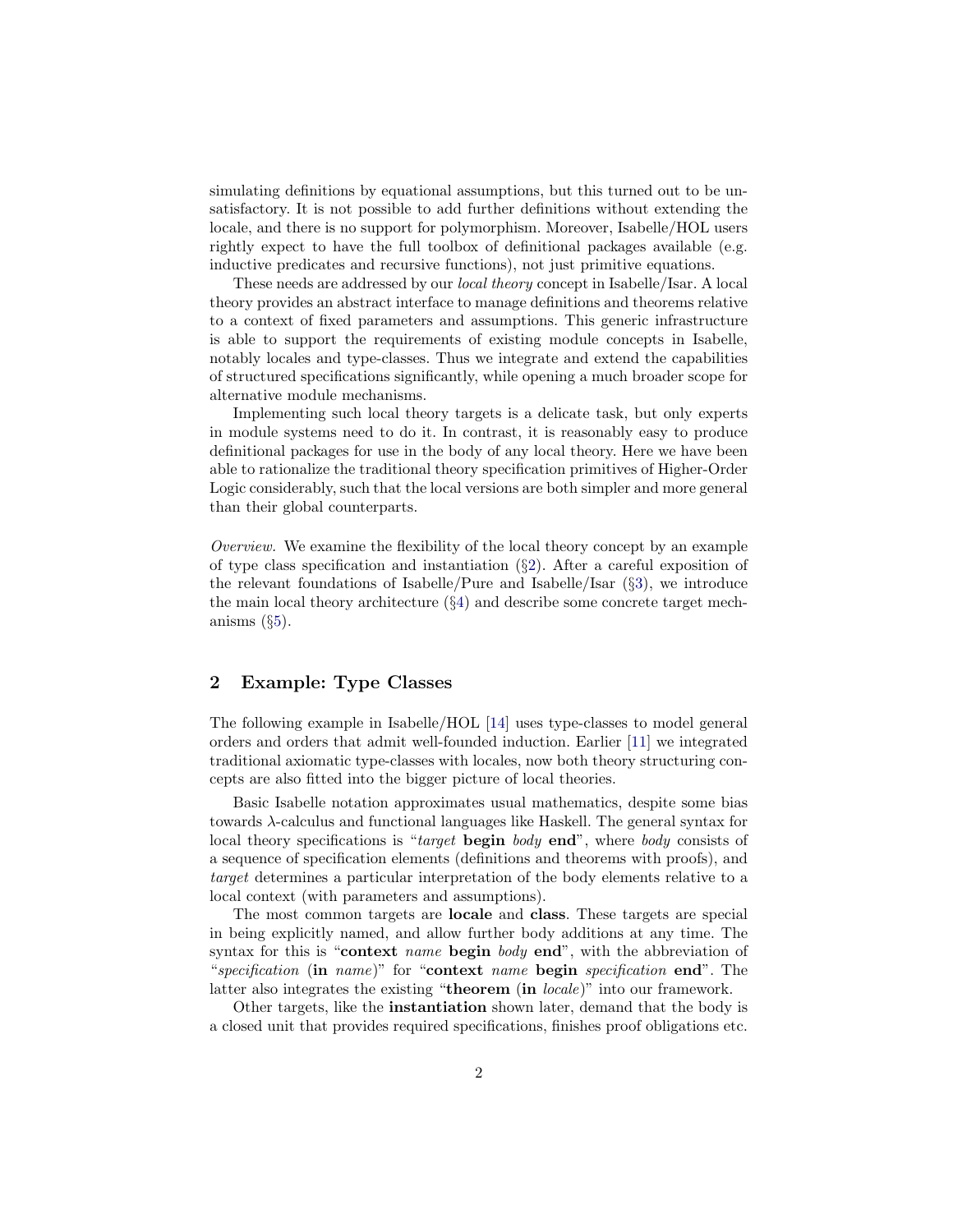simulating definitions by equational assumptions, but this turned out to be unsatisfactory. It is not possible to add further definitions without extending the locale, and there is no support for polymorphism. Moreover, Isabelle/HOL users rightly expect to have the full toolbox of definitional packages available (e.g. inductive predicates and recursive functions), not just primitive equations.

These needs are addressed by our *local theory* concept in Isabelle/Isar. A local theory provides an abstract interface to manage definitions and theorems relative to a context of fixed parameters and assumptions. This generic infrastructure is able to support the requirements of existing module concepts in Isabelle, notably locales and type-classes. Thus we integrate and extend the capabilities of structured specifications significantly, while opening a much broader scope for alternative module mechanisms.

Implementing such local theory targets is a delicate task, but only experts in module systems need to do it. In contrast, it is reasonably easy to produce definitional packages for use in the body of any local theory. Here we have been able to rationalize the traditional theory specification primitives of Higher-Order Logic considerably, such that the local versions are both simpler and more general than their global counterparts.

*Overview.* We examine the flexibility of the local theory concept by an example of type class specification and instantiation (§2). After a careful exposition of the relevant foundations of Isabelle/Pure and Isabelle/Isar (§3), we introduce the main local theory architecture (§4) and describe some concrete target mechanisms (§5).

## 2 Example: Type Classes

The following example in Isabelle/HOL [14] uses type-classes to model general orders and orders that admit well-founded induction. Earlier [11] we integrated traditional axiomatic type-classes with locales, now both theory structuring concepts are also fitted into the bigger picture of local theories.

Basic Isabelle notation approximates usual mathematics, despite some bias towards $\lambda$-calculus and functional languages like Haskell. The general syntax for local theory specifications is "*target* **begin** *body* **end**", where *body* consists of a sequence of specification elements (definitions and theorems with proofs), and *target* determines a particular interpretation of the body elements relative to a local context (with parameters and assumptions).

The most common targets are **locale** and **class**. These targets are special in being explicitly named, and allow further body additions at any time. The syntax for this is "**context** *name* **begin** *body* **end**", with the abbreviation of "*specification* (**in** *name*)" for "**context** *name* **begin** *specification* **end**". The latter also integrates the existing "**theorem** (**in** *locale*)" into our framework.

Other targets, like the **instantiation** shown later, demand that the body is a closed unit that provides required specifications, finishes proof obligations etc.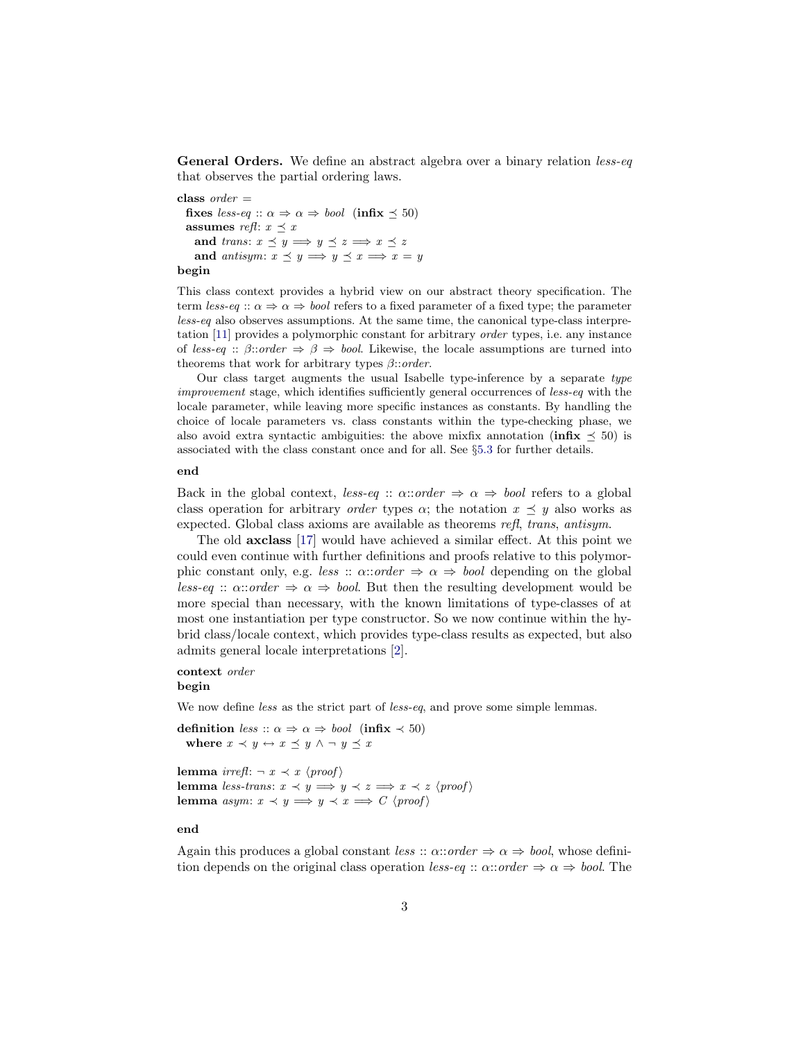**General Orders.** We define an abstract algebra over a binary relation *less-eq* that observes the partial ordering laws.

**class** *order* =
  **fixes** *less-eq* :: $\alpha \Rightarrow \alpha \Rightarrow$ *bool* (**infix** $\preceq$ 50)
  **assumes** *refl*: $x \preceq x$
    **and** *trans*: $x \preceq y \Longrightarrow y \preceq z \Longrightarrow x \preceq z$
    **and** *antisym*: $x \preceq y \Longrightarrow y \preceq x \Longrightarrow x = y$
**begin**

This class context provides a hybrid view on our abstract theory specification. The term *less-eq* :: $\alpha \Rightarrow \alpha \Rightarrow$ *bool* refers to a fixed parameter of a fixed type; the parameter *less-eq* also observes assumptions. At the same time, the canonical type-class interpretation [11] provides a polymorphic constant for arbitrary *order* types, i.e. any instance of *less-eq* :: $\beta$::*order* $\Rightarrow \beta \Rightarrow$ *bool*. Likewise, the locale assumptions are turned into theorems that work for arbitrary types $\beta$::*order*.

Our class target augments the usual Isabelle type-inference by a separate *type improvement* stage, which identifies sufficiently general occurrences of *less-eq* with the locale parameter, while leaving more specific instances as constants. By handling the choice of locale parameters vs. class constants within the type-checking phase, we also avoid extra syntactic ambiguities: the above mixfix annotation (**infix** $\preceq$ 50) is associated with the class constant once and for all. See §5.3 for further details.

**end**

Back in the global context, *less-eq* :: $\alpha$::*order* $\Rightarrow \alpha \Rightarrow$ *bool* refers to a global class operation for arbitrary *order* types $\alpha$; the notation $x \preceq y$ also works as expected. Global class axioms are available as theorems *refl*, *trans*, *antisym*.

The old **axclass** [17] would have achieved a similar effect. At this point we could even continue with further definitions and proofs relative to this polymorphic constant only, e.g. *less* :: $\alpha$::*order* $\Rightarrow \alpha \Rightarrow$ *bool* depending on the global *less-eq* :: $\alpha$::*order* $\Rightarrow \alpha \Rightarrow$ *bool*. But then the resulting development would be more special than necessary, with the known limitations of type-classes of at most one instantiation per type constructor. So we now continue within the hybrid class/locale context, which provides type-class results as expected, but also admits general locale interpretations [2].

**context** *order*
**begin**

We now define *less* as the strict part of *less-eq*, and prove some simple lemmas.

**definition** *less* :: $\alpha \Rightarrow \alpha \Rightarrow$ *bool* (**infix** $\prec$ 50)
  **where** $x \prec y \leftrightarrow x \preceq y \wedge \neg\, y \preceq x$

**lemma** *irrefl*: $\neg\, x \prec x$ ⟨*proof*⟩
**lemma** *less-trans*: $x \prec y \Longrightarrow y \prec z \Longrightarrow x \prec z$ ⟨*proof*⟩
**lemma** *asym*: $x \prec y \Longrightarrow y \prec x \Longrightarrow C$ ⟨*proof*⟩

**end**

Again this produces a global constant *less* :: $\alpha$::*order* $\Rightarrow \alpha \Rightarrow$ *bool*, whose definition depends on the original class operation *less-eq* :: $\alpha$::*order* $\Rightarrow \alpha \Rightarrow$ *bool*. The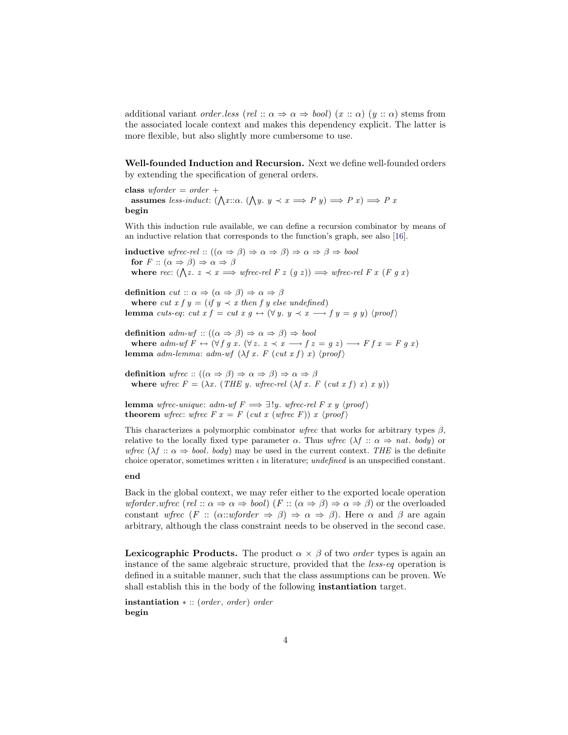additional variant *order.less* ($rel :: \alpha \Rightarrow \alpha \Rightarrow bool$) ($x :: \alpha$) ($y :: \alpha$) stems from the associated locale context and makes this dependency explicit. The latter is more flexible, but also slightly more cumbersome to use.

**Well-founded Induction and Recursion.** Next we define well-founded orders by extending the specification of general orders.

**class** *wforder* = *order* +
  **assumes** *less-induct*: $(\bigwedge x{::}\alpha.\ (\bigwedge y.\ y \prec x \Longrightarrow P\ y) \Longrightarrow P\ x) \Longrightarrow P\ x$
**begin**

With this induction rule available, we can define a recursion combinator by means of an inductive relation that corresponds to the function's graph, see also [16].

**inductive** *wfrec-rel* :: $((\alpha \Rightarrow \beta) \Rightarrow \alpha \Rightarrow \beta) \Rightarrow \alpha \Rightarrow \beta \Rightarrow bool$
  **for** $F :: (\alpha \Rightarrow \beta) \Rightarrow \alpha \Rightarrow \beta$
  **where** *rec*: $(\bigwedge z.\ z \prec x \Longrightarrow \textit{wfrec-rel}\ F\ z\ (g\ z)) \Longrightarrow \textit{wfrec-rel}\ F\ x\ (F\ g\ x)$

**definition** *cut* :: $\alpha \Rightarrow (\alpha \Rightarrow \beta) \Rightarrow \alpha \Rightarrow \beta$
  **where** $cut\ x\ f\ y = (\textit{if}\ y \prec x\ \textit{then}\ f\ y\ \textit{else}\ \textit{undefined})$
**lemma** *cuts-eq*: $cut\ x\ f = cut\ x\ g \leftrightarrow (\forall\, y.\ y \prec x \longrightarrow f\ y = g\ y)$ ⟨*proof*⟩

**definition** *adm-wf* :: $((\alpha \Rightarrow \beta) \Rightarrow \alpha \Rightarrow \beta) \Rightarrow bool$
  **where** $\textit{adm-wf}\ F \leftrightarrow (\forall\, f\ g\ x.\ (\forall\, z.\ z \prec x \longrightarrow f\ z = g\ z) \longrightarrow F\ f\ x = F\ g\ x)$
**lemma** *adm-lemma*: $\textit{adm-wf}\ (\lambda f\ x.\ F\ (cut\ x\ f)\ x)$ ⟨*proof*⟩

**definition** *wfrec* :: $((\alpha \Rightarrow \beta) \Rightarrow \alpha \Rightarrow \beta) \Rightarrow \alpha \Rightarrow \beta$
  **where** $wfrec\ F = (\lambda x.\ (\textit{THE}\ y.\ \textit{wfrec-rel}\ (\lambda f\ x.\ F\ (cut\ x\ f)\ x)\ x\ y))$

**lemma** *wfrec-unique*: $\textit{adm-wf}\ F \Longrightarrow \exists!y.\ \textit{wfrec-rel}\ F\ x\ y$ ⟨*proof*⟩
**theorem** *wfrec*: $wfrec\ F\ x = F\ (cut\ x\ (wfrec\ F))\ x$ ⟨*proof*⟩

This characterizes a polymorphic combinator *wfrec* that works for arbitrary types $\beta$, relative to the locally fixed type parameter $\alpha$. Thus *wfrec* ($\lambda f :: \alpha \Rightarrow nat.\ body$) or *wfrec* ($\lambda f :: \alpha \Rightarrow bool.\ body$) may be used in the current context. *THE* is the definite choice operator, sometimes written $\iota$ in literature; *undefined* is an unspecified constant.

**end**

Back in the global context, we may refer either to the exported locale operation *wforder.wfrec* ($rel :: \alpha \Rightarrow \alpha \Rightarrow bool$) ($F :: (\alpha \Rightarrow \beta) \Rightarrow \alpha \Rightarrow \beta$) or the overloaded constant *wfrec* ($F :: (\alpha{::}wforder \Rightarrow \beta) \Rightarrow \alpha \Rightarrow \beta$). Here $\alpha$ and $\beta$ are again arbitrary, although the class constraint needs to be observed in the second case.

**Lexicographic Products.** The product $\alpha \times \beta$ of two *order* types is again an instance of the same algebraic structure, provided that the *less-eq* operation is defined in a suitable manner, such that the class assumptions can be proven. We shall establish this in the body of the following **instantiation** target.

**instantiation** $*$ :: (*order*, *order*) *order*
**begin**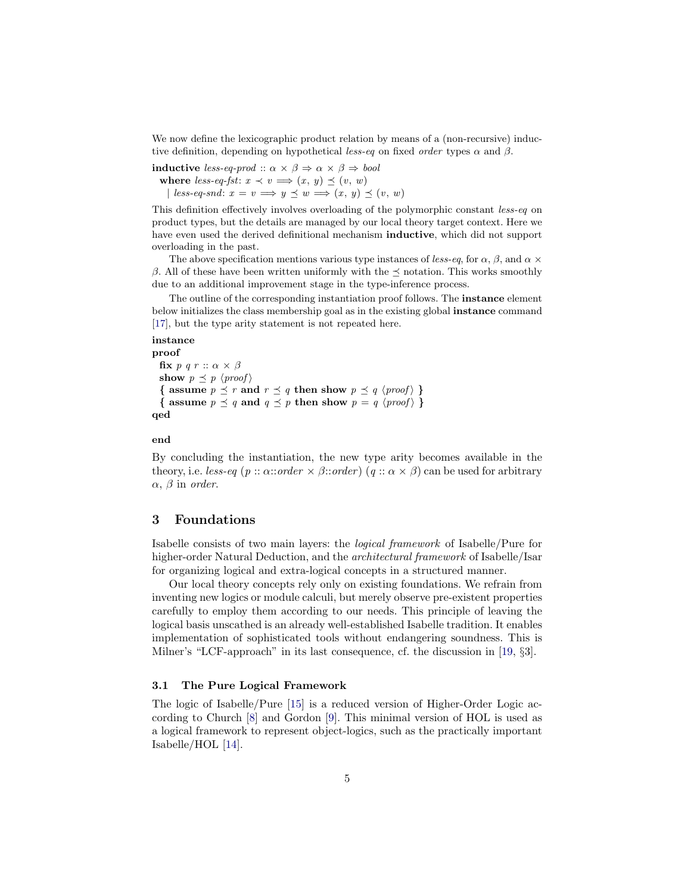We now define the lexicographic product relation by means of a (non-recursive) inductive definition, depending on hypothetical *less-eq* on fixed *order* types $\alpha$ and $\beta$.

**inductive** *less-eq-prod* :: $\alpha \times \beta \Rightarrow \alpha \times \beta \Rightarrow$ *bool*
  **where** *less-eq-fst*: $x \prec v \Longrightarrow (x,\, y) \preceq (v,\, w)$
  | *less-eq-snd*: $x = v \Longrightarrow y \preceq w \Longrightarrow (x,\, y) \preceq (v,\, w)$

This definition effectively involves overloading of the polymorphic constant *less-eq* on product types, but the details are managed by our local theory target context. Here we have even used the derived definitional mechanism **inductive**, which did not support overloading in the past.

The above specification mentions various type instances of *less-eq*, for $\alpha$, $\beta$, and $\alpha \times \beta$. All of these have been written uniformly with the $\preceq$ notation. This works smoothly due to an additional improvement stage in the type-inference process.

The outline of the corresponding instantiation proof follows. The **instance** element below initializes the class membership goal as in the existing global **instance** command [17], but the type arity statement is not repeated here.

**instance**
**proof**
  **fix** $p\ q\ r :: \alpha \times \beta$
  **show** $p \preceq p$ ⟨*proof*⟩
  **{ assume** $p \preceq r$ **and** $r \preceq q$ **then show** $p \preceq q$ ⟨*proof*⟩ **}**
  **{ assume** $p \preceq q$ **and** $q \preceq p$ **then show** $p = q$ ⟨*proof*⟩ **}**
**qed**

**end**

By concluding the instantiation, the new type arity becomes available in the theory, i.e. *less-eq* ($p :: \alpha$::*order* $\times\ \beta$::*order*) ($q :: \alpha \times \beta$) can be used for arbitrary $\alpha$, $\beta$ in *order*.

## 3 Foundations

Isabelle consists of two main layers: the *logical framework* of Isabelle/Pure for higher-order Natural Deduction, and the *architectural framework* of Isabelle/Isar for organizing logical and extra-logical concepts in a structured manner.

Our local theory concepts rely only on existing foundations. We refrain from inventing new logics or module calculi, but merely observe pre-existent properties carefully to employ them according to our needs. This principle of leaving the logical basis unscathed is an already well-established Isabelle tradition. It enables implementation of sophisticated tools without endangering soundness. This is Milner's "LCF-approach" in its last consequence, cf. the discussion in [19, §3].

### 3.1 The Pure Logical Framework

The logic of Isabelle/Pure [15] is a reduced version of Higher-Order Logic according to Church [8] and Gordon [9]. This minimal version of HOL is used as a logical framework to represent object-logics, such as the practically important Isabelle/HOL [14].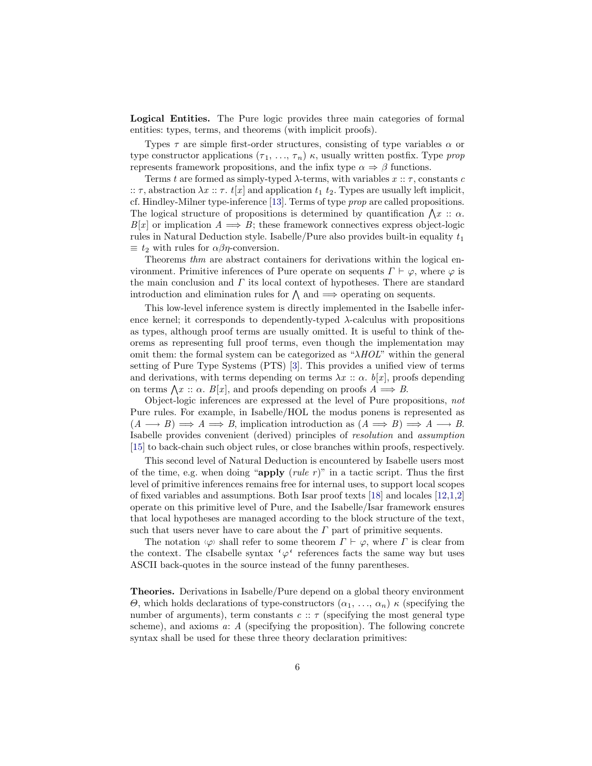**Logical Entities.** The Pure logic provides three main categories of formal entities: types, terms, and theorems (with implicit proofs).

Types $\tau$ are simple first-order structures, consisting of type variables $\alpha$ or type constructor applications $(\tau_1, \ldots, \tau_n)\ \kappa$, usually written postfix. Type *prop* represents framework propositions, and the infix type $\alpha \Rightarrow \beta$ functions.

Terms $t$ are formed as simply-typed $\lambda$-terms, with variables $x :: \tau$, constants $c :: \tau$, abstraction $\lambda x :: \tau.\ t[x]$ and application $t_1\ t_2$. Types are usually left implicit, cf. Hindley-Milner type-inference [13]. Terms of type *prop* are called propositions. The logical structure of propositions is determined by quantification $\bigwedge x :: \alpha.\ B[x]$ or implication $A \Longrightarrow B$; these framework connectives express object-logic rules in Natural Deduction style. Isabelle/Pure also provides built-in equality $t_1 \equiv t_2$ with rules for $\alpha\beta\eta$-conversion.

Theorems *thm* are abstract containers for derivations within the logical environment. Primitive inferences of Pure operate on sequents $\Gamma \vdash \varphi$, where $\varphi$ is the main conclusion and $\Gamma$ its local context of hypotheses. There are standard introduction and elimination rules for $\bigwedge$ and $\Longrightarrow$ operating on sequents.

This low-level inference system is directly implemented in the Isabelle inference kernel; it corresponds to dependently-typed $\lambda$-calculus with propositions as types, although proof terms are usually omitted. It is useful to think of theorems as representing full proof terms, even though the implementation may omit them: the formal system can be categorized as "$\lambda HOL$" within the general setting of Pure Type Systems (PTS) [3]. This provides a unified view of terms and derivations, with terms depending on terms $\lambda x :: \alpha.\ b[x]$, proofs depending on terms $\bigwedge x :: \alpha.\ B[x]$, and proofs depending on proofs $A \Longrightarrow B$.

Object-logic inferences are expressed at the level of Pure propositions, *not* Pure rules. For example, in Isabelle/HOL the modus ponens is represented as $(A \longrightarrow B) \Longrightarrow A \Longrightarrow B$, implication introduction as $(A \Longrightarrow B) \Longrightarrow A \longrightarrow B$. Isabelle provides convenient (derived) principles of *resolution* and *assumption* [15] to back-chain such object rules, or close branches within proofs, respectively.

This second level of Natural Deduction is encountered by Isabelle users most of the time, e.g. when doing "**apply** (*rule r*)" in a tactic script. Thus the first level of primitive inferences remains free for internal uses, to support local scopes of fixed variables and assumptions. Both Isar proof texts [18] and locales [12,1,2] operate on this primitive level of Pure, and the Isabelle/Isar framework ensures that local hypotheses are managed according to the block structure of the text, such that users never have to care about the $\Gamma$ part of primitive sequents.

The notation $\langle\varphi\rangle$ shall refer to some theorem $\Gamma \vdash \varphi$, where $\Gamma$ is clear from the context. The cIsabelle syntax `` `φ` `` references facts the same way but uses ASCII back-quotes in the source instead of the funny parentheses.

**Theories.** Derivations in Isabelle/Pure depend on a global theory environment $\Theta$, which holds declarations of type-constructors $(\alpha_1, \ldots, \alpha_n)\ \kappa$ (specifying the number of arguments), term constants $c :: \tau$ (specifying the most general type scheme), and axioms $a$: $A$ (specifying the proposition). The following concrete syntax shall be used for these three theory declaration primitives: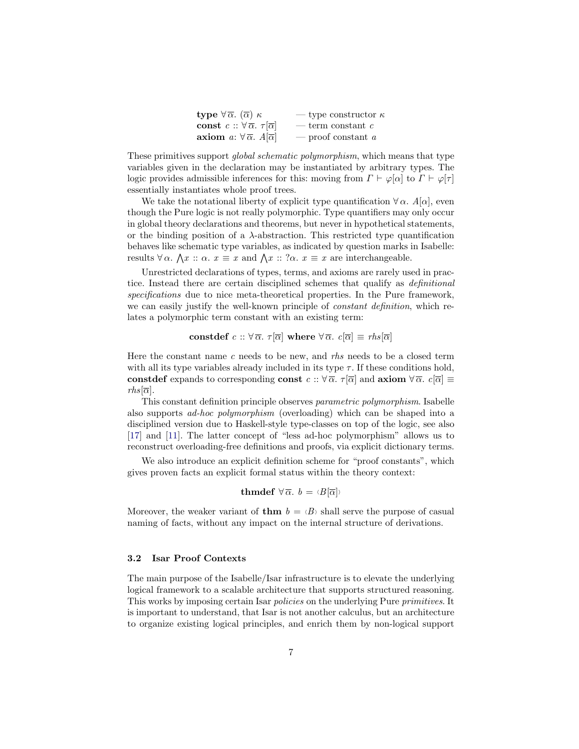**type** $\forall \overline{\alpha}.\ (\overline{\alpha})\ \kappa$ — type constructor $\kappa$
**const** $c :: \forall \overline{\alpha}.\ \tau[\overline{\alpha}]$ — term constant $c$
**axiom** $a\colon \forall \overline{\alpha}.\ A[\overline{\alpha}]$ — proof constant $a$

These primitives support *global schematic polymorphism*, which means that type variables given in the declaration may be instantiated by arbitrary types. The logic provides admissible inferences for this: moving from $\Gamma \vdash \varphi[\alpha]$ to $\Gamma \vdash \varphi[\tau]$ essentially instantiates whole proof trees.

We take the notational liberty of explicit type quantification $\forall \alpha.\ A[\alpha]$, even though the Pure logic is not really polymorphic. Type quantifiers may only occur in global theory declarations and theorems, but never in hypothetical statements, or the binding position of a $\lambda$-abstraction. This restricted type quantification behaves like schematic type variables, as indicated by question marks in Isabelle: results $\forall \alpha.\ \bigwedge x :: \alpha.\ x \equiv x$ and $\bigwedge x :: ?\alpha.\ x \equiv x$ are interchangeable.

Unrestricted declarations of types, terms, and axioms are rarely used in practice. Instead there are certain disciplined schemes that qualify as *definitional specifications* due to nice meta-theoretical properties. In the Pure framework, we can easily justify the well-known principle of *constant definition*, which relates a polymorphic term constant with an existing term:

$$\textbf{constdef}\ c :: \forall \overline{\alpha}.\ \tau[\overline{\alpha}]\ \textbf{where}\ \forall \overline{\alpha}.\ c[\overline{\alpha}] \equiv rhs[\overline{\alpha}]$$

Here the constant name $c$ needs to be new, and $rhs$ needs to be a closed term with all its type variables already included in its type $\tau$. If these conditions hold, **constdef** expands to corresponding **const** $c :: \forall \overline{\alpha}.\ \tau[\overline{\alpha}]$ and **axiom** $\forall \overline{\alpha}.\ c[\overline{\alpha}] \equiv rhs[\overline{\alpha}]$.

This constant definition principle observes *parametric polymorphism*. Isabelle also supports *ad-hoc polymorphism* (overloading) which can be shaped into a disciplined version due to Haskell-style type-classes on top of the logic, see also [17] and [11]. The latter concept of "less ad-hoc polymorphism" allows us to reconstruct overloading-free definitions and proofs, via explicit dictionary terms.

We also introduce an explicit definition scheme for "proof constants", which gives proven facts an explicit formal status within the theory context:

$$\textbf{thmdef}\ \forall \overline{\alpha}.\ b = \langle B[\overline{\alpha}] \rangle$$

Moreover, the weaker variant of **thm** $b = \langle B \rangle$ shall serve the purpose of casual naming of facts, without any impact on the internal structure of derivations.

### 3.2 Isar Proof Contexts

The main purpose of the Isabelle/Isar infrastructure is to elevate the underlying logical framework to a scalable architecture that supports structured reasoning. This works by imposing certain Isar *policies* on the underlying Pure *primitives*. It is important to understand, that Isar is not another calculus, but an architecture to organize existing logical principles, and enrich them by non-logical support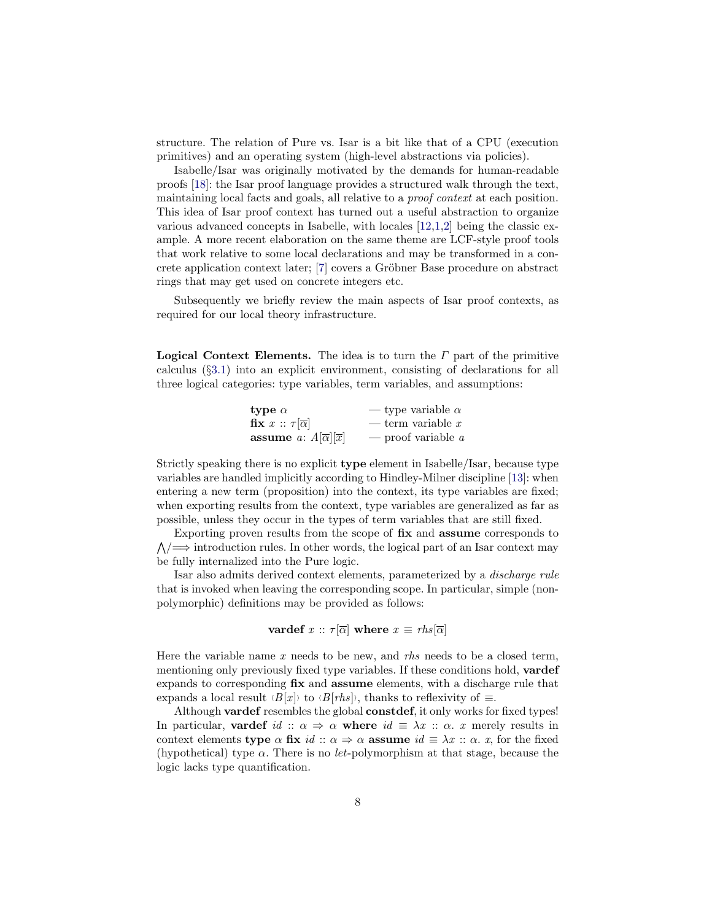structure. The relation of Pure vs. Isar is a bit like that of a CPU (execution primitives) and an operating system (high-level abstractions via policies).

Isabelle/Isar was originally motivated by the demands for human-readable proofs [18]: the Isar proof language provides a structured walk through the text, maintaining local facts and goals, all relative to a *proof context* at each position. This idea of Isar proof context has turned out a useful abstraction to organize various advanced concepts in Isabelle, with locales [12,1,2] being the classic example. A more recent elaboration on the same theme are LCF-style proof tools that work relative to some local declarations and may be transformed in a concrete application context later; [7] covers a Gröbner Base procedure on abstract rings that may get used on concrete integers etc.

Subsequently we briefly review the main aspects of Isar proof contexts, as required for our local theory infrastructure.

**Logical Context Elements.** The idea is to turn the $\Gamma$ part of the primitive calculus (§3.1) into an explicit environment, consisting of declarations for all three logical categories: type variables, term variables, and assumptions:

$$
\begin{array}{ll}
\textbf{type}\ \alpha & \text{— type variable } \alpha \\
\textbf{fix}\ x :: \tau[\overline{\alpha}] & \text{— term variable } x \\
\textbf{assume}\ a\colon A[\overline{\alpha}][\overline{x}] & \text{— proof variable } a
\end{array}
$$

Strictly speaking there is no explicit **type** element in Isabelle/Isar, because type variables are handled implicitly according to Hindley-Milner discipline [13]: when entering a new term (proposition) into the context, its type variables are fixed; when exporting results from the context, type variables are generalized as far as possible, unless they occur in the types of term variables that are still fixed.

Exporting proven results from the scope of **fix** and **assume** corresponds to $\bigwedge/\Longrightarrow$ introduction rules. In other words, the logical part of an Isar context may be fully internalized into the Pure logic.

Isar also admits derived context elements, parameterized by a *discharge rule* that is invoked when leaving the corresponding scope. In particular, simple (non-polymorphic) definitions may be provided as follows:

$$\textbf{vardef}\ x :: \tau[\overline{\alpha}]\ \textbf{where}\ x \equiv \mathit{rhs}[\overline{\alpha}]$$

Here the variable name $x$ needs to be new, and $\mathit{rhs}$ needs to be a closed term, mentioning only previously fixed type variables. If these conditions hold, **vardef** expands to corresponding **fix** and **assume** elements, with a discharge rule that expands a local result $\langle B[x] \rangle$ to $\langle B[\mathit{rhs}] \rangle$, thanks to reflexivity of $\equiv$.

Although **vardef** resembles the global **constdef**, it only works for fixed types! In particular, **vardef** $\mathit{id} :: \alpha \Rightarrow \alpha$ **where** $\mathit{id} \equiv \lambda x :: \alpha.\ x$ merely results in context elements **type** $\alpha$ **fix** $\mathit{id} :: \alpha \Rightarrow \alpha$ **assume** $\mathit{id} \equiv \lambda x :: \alpha.\ x$, for the fixed (hypothetical) type $\alpha$. There is no *let*-polymorphism at that stage, because the logic lacks type quantification.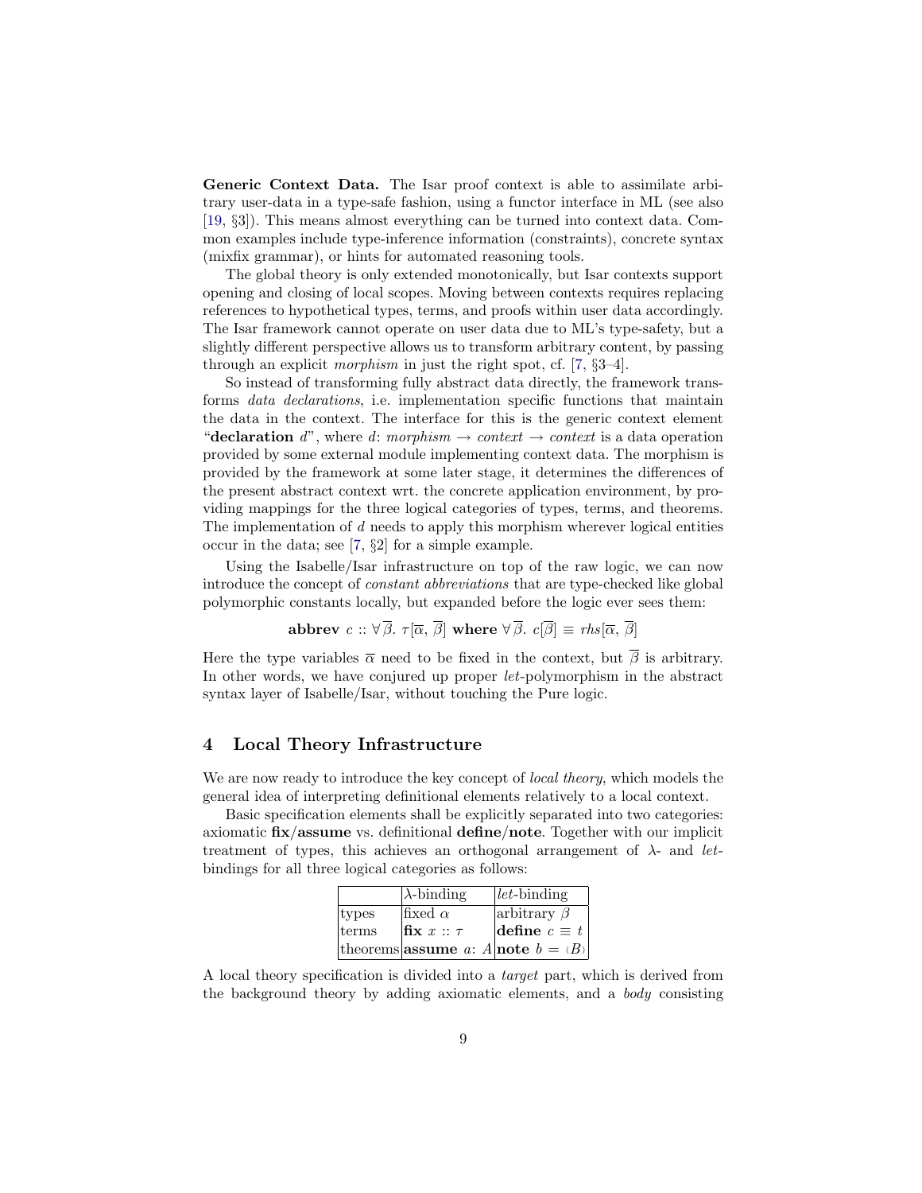**Generic Context Data.** The Isar proof context is able to assimilate arbitrary user-data in a type-safe fashion, using a functor interface in ML (see also [19, §3]). This means almost everything can be turned into context data. Common examples include type-inference information (constraints), concrete syntax (mixfix grammar), or hints for automated reasoning tools.

The global theory is only extended monotonically, but Isar contexts support opening and closing of local scopes. Moving between contexts requires replacing references to hypothetical types, terms, and proofs within user data accordingly. The Isar framework cannot operate on user data due to ML's type-safety, but a slightly different perspective allows us to transform arbitrary content, by passing through an explicit *morphism* in just the right spot, cf. [7, §3–4].

So instead of transforming fully abstract data directly, the framework transforms *data declarations*, i.e. implementation specific functions that maintain the data in the context. The interface for this is the generic context element "**declaration** $d$", where $d$: *morphism* $\rightarrow$ *context* $\rightarrow$ *context* is a data operation provided by some external module implementing context data. The morphism is provided by the framework at some later stage, it determines the differences of the present abstract context wrt. the concrete application environment, by providing mappings for the three logical categories of types, terms, and theorems. The implementation of $d$ needs to apply this morphism wherever logical entities occur in the data; see [7, §2] for a simple example.

Using the Isabelle/Isar infrastructure on top of the raw logic, we can now introduce the concept of *constant abbreviations* that are type-checked like global polymorphic constants locally, but expanded before the logic ever sees them:

$$\textbf{abbrev}\ c :: \forall\,\overline{\beta}.\ \tau[\overline{\alpha},\, \overline{\beta}]\ \textbf{where}\ \forall\,\overline{\beta}.\ c[\overline{\beta}] \equiv \mathit{rhs}[\overline{\alpha},\, \overline{\beta}]$$

Here the type variables $\overline{\alpha}$ need to be fixed in the context, but $\overline{\beta}$ is arbitrary. In other words, we have conjured up proper *let*-polymorphism in the abstract syntax layer of Isabelle/Isar, without touching the Pure logic.

## 4 Local Theory Infrastructure

We are now ready to introduce the key concept of *local theory*, which models the general idea of interpreting definitional elements relatively to a local context.

Basic specification elements shall be explicitly separated into two categories: axiomatic **fix**/**assume** vs. definitional **define**/**note**. Together with our implicit treatment of types, this achieves an orthogonal arrangement of $\lambda$- and *let*-bindings for all three logical categories as follows:

| | $\lambda$-binding | *let*-binding |
|---|---|---|
| types | fixed $\alpha$ | arbitrary $\beta$ |
| terms | **fix** $x :: \tau$ | **define** $c \equiv t$ |
| theorems | **assume** $a$: $A$ | **note** $b = \langle B \rangle$ |

A local theory specification is divided into a *target* part, which is derived from the background theory by adding axiomatic elements, and a *body* consisting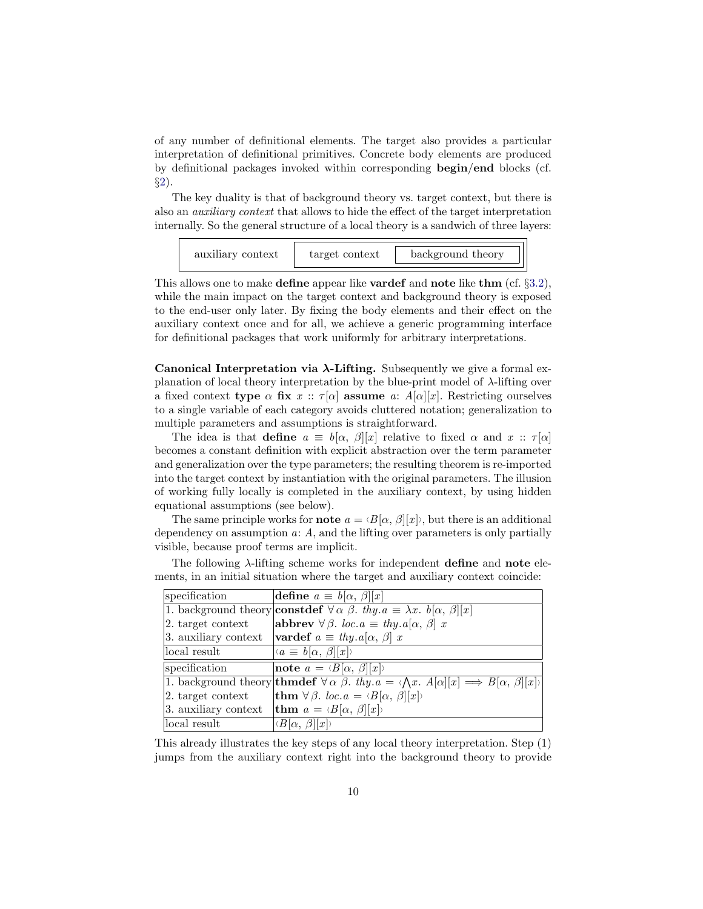of any number of definitional elements. The target also provides a particular interpretation of definitional primitives. Concrete body elements are produced by definitional packages invoked within corresponding **begin**/**end** blocks (cf. §2).

The key duality is that of background theory vs. target context, but there is also an *auxiliary context* that allows to hide the effect of the target interpretation internally. So the general structure of a local theory is a sandwich of three layers:

| auxiliary context | target context | background theory |
|---|---|---|

This allows one to make **define** appear like **vardef** and **note** like **thm** (cf. §3.2), while the main impact on the target context and background theory is exposed to the end-user only later. By fixing the body elements and their effect on the auxiliary context once and for all, we achieve a generic programming interface for definitional packages that work uniformly for arbitrary interpretations.

**Canonical Interpretation via λ-Lifting.** Subsequently we give a formal explanation of local theory interpretation by the blue-print model of $\lambda$-lifting over a fixed context **type** $\alpha$ **fix** $x :: \tau[\alpha]$ **assume** $a$: $A[\alpha][x]$. Restricting ourselves to a single variable of each category avoids cluttered notation; generalization to multiple parameters and assumptions is straightforward.

The idea is that **define** $a \equiv b[\alpha, \beta][x]$ relative to fixed $\alpha$ and $x :: \tau[\alpha]$ becomes a constant definition with explicit abstraction over the term parameter and generalization over the type parameters; the resulting theorem is re-imported into the target context by instantiation with the original parameters. The illusion of working fully locally is completed in the auxiliary context, by using hidden equational assumptions (see below).

The same principle works for **note** $a = \langle B[\alpha, \beta][x] \rangle$, but there is an additional dependency on assumption $a$: $A$, and the lifting over parameters is only partially visible, because proof terms are implicit.

The following $\lambda$-lifting scheme works for independent **define** and **note** elements, in an initial situation where the target and auxiliary context coincide:

| specification | **define** $a \equiv b[\alpha, \beta][x]$ |
|---|---|
| 1. background theory | **constdef** $\forall \alpha\ \beta.\ \mathit{thy}.a \equiv \lambda x.\ b[\alpha, \beta][x]$ |
| 2. target context | **abbrev** $\forall \beta.\ \mathit{loc}.a \equiv \mathit{thy}.a[\alpha, \beta]\ x$ |
| 3. auxiliary context | **vardef** $a \equiv \mathit{thy}.a[\alpha, \beta]\ x$ |
| local result | $\langle a \equiv b[\alpha, \beta][x] \rangle$ |
| specification | **note** $a = \langle B[\alpha, \beta][x] \rangle$ |
| 1. background theory | **thmdef** $\forall \alpha\ \beta.\ \mathit{thy}.a = \langle \bigwedge x.\ A[\alpha][x] \Longrightarrow B[\alpha, \beta][x] \rangle$ |
| 2. target context | **thm** $\forall \beta.\ \mathit{loc}.a = \langle B[\alpha, \beta][x] \rangle$ |
| 3. auxiliary context | **thm** $a = \langle B[\alpha, \beta][x] \rangle$ |
| local result | $\langle B[\alpha, \beta][x] \rangle$ |

This already illustrates the key steps of any local theory interpretation. Step (1) jumps from the auxiliary context right into the background theory to provide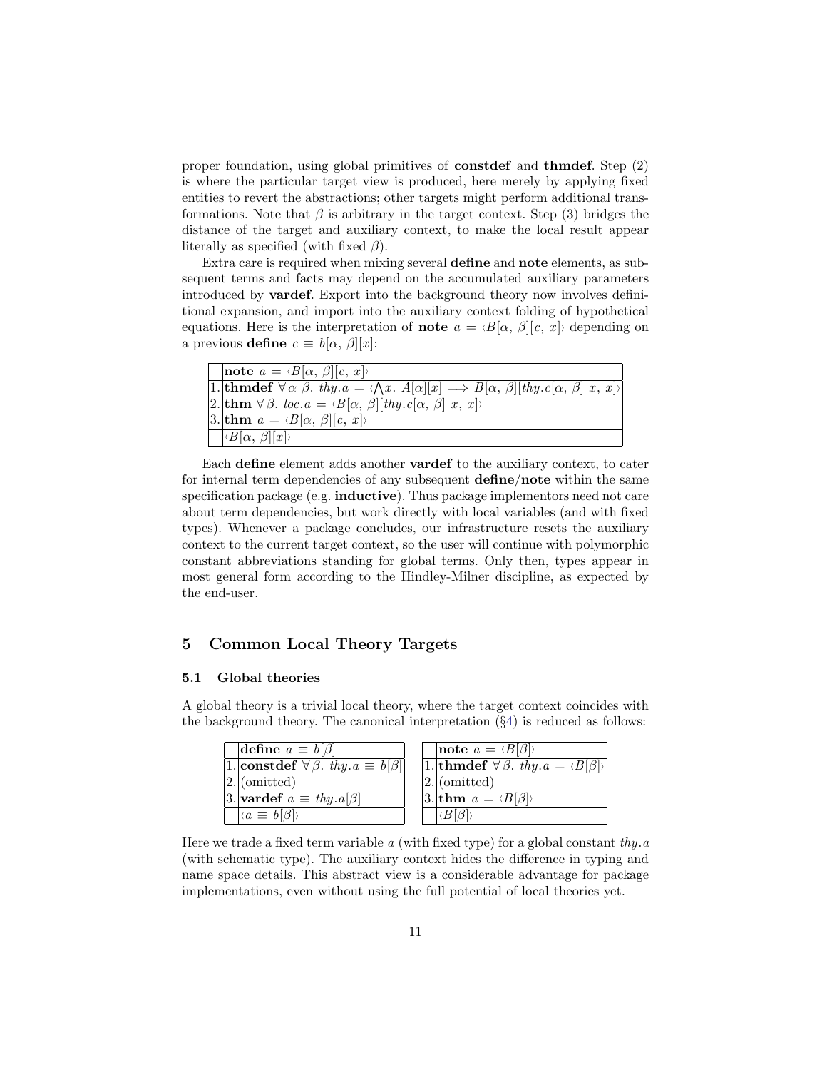proper foundation, using global primitives of **constdef** and **thmdef**. Step (2) is where the particular target view is produced, here merely by applying fixed entities to revert the abstractions; other targets might perform additional transformations. Note that $\beta$ is arbitrary in the target context. Step (3) bridges the distance of the target and auxiliary context, to make the local result appear literally as specified (with fixed $\beta$).

Extra care is required when mixing several **define** and **note** elements, as subsequent terms and facts may depend on the accumulated auxiliary parameters introduced by **vardef**. Export into the background theory now involves definitional expansion, and import into the auxiliary context folding of hypothetical equations. Here is the interpretation of **note** $a = \langle B[\alpha, \beta][c, x] \rangle$ depending on a previous **define** $c \equiv b[\alpha, \beta][x]$:

| | **note** $a = \langle B[\alpha, \beta][c, x] \rangle$ |
|---|---|
| 1. | **thmdef** $\forall \alpha\ \beta.\ thy.a = \langle \bigwedge x.\ A[\alpha][x] \Longrightarrow B[\alpha, \beta][thy.c[\alpha, \beta]\ x, x] \rangle$ |
| 2. | **thm** $\forall \beta.\ loc.a = \langle B[\alpha, \beta][thy.c[\alpha, \beta]\ x, x] \rangle$ |
| 3. | **thm** $a = \langle B[\alpha, \beta][c, x] \rangle$ |
| | $\langle B[\alpha, \beta][x] \rangle$ |

Each **define** element adds another **vardef** to the auxiliary context, to cater for internal term dependencies of any subsequent **define**/**note** within the same specification package (e.g. **inductive**). Thus package implementors need not care about term dependencies, but work directly with local variables (and with fixed types). Whenever a package concludes, our infrastructure resets the auxiliary context to the current target context, so the user will continue with polymorphic constant abbreviations standing for global terms. Only then, types appear in most general form according to the Hindley-Milner discipline, as expected by the end-user.

## 5 Common Local Theory Targets

### 5.1 Global theories

A global theory is a trivial local theory, where the target context coincides with the background theory. The canonical interpretation (§4) is reduced as follows:

| | **define** $a \equiv b[\beta]$ |
|---|---|
| 1. | **constdef** $\forall \beta.\ thy.a \equiv b[\beta]$ |
| 2. | (omitted) |
| 3. | **vardef** $a \equiv thy.a[\beta]$ |
| | $\langle a \equiv b[\beta] \rangle$ |

| | **note** $a = \langle B[\beta] \rangle$ |
|---|---|
| 1. | **thmdef** $\forall \beta.\ thy.a = \langle B[\beta] \rangle$ |
| 2. | (omitted) |
| 3. | **thm** $a = \langle B[\beta] \rangle$ |
| | $\langle B[\beta] \rangle$ |

Here we trade a fixed term variable $a$ (with fixed type) for a global constant $thy.a$ (with schematic type). The auxiliary context hides the difference in typing and name space details. This abstract view is a considerable advantage for package implementations, even without using the full potential of local theories yet.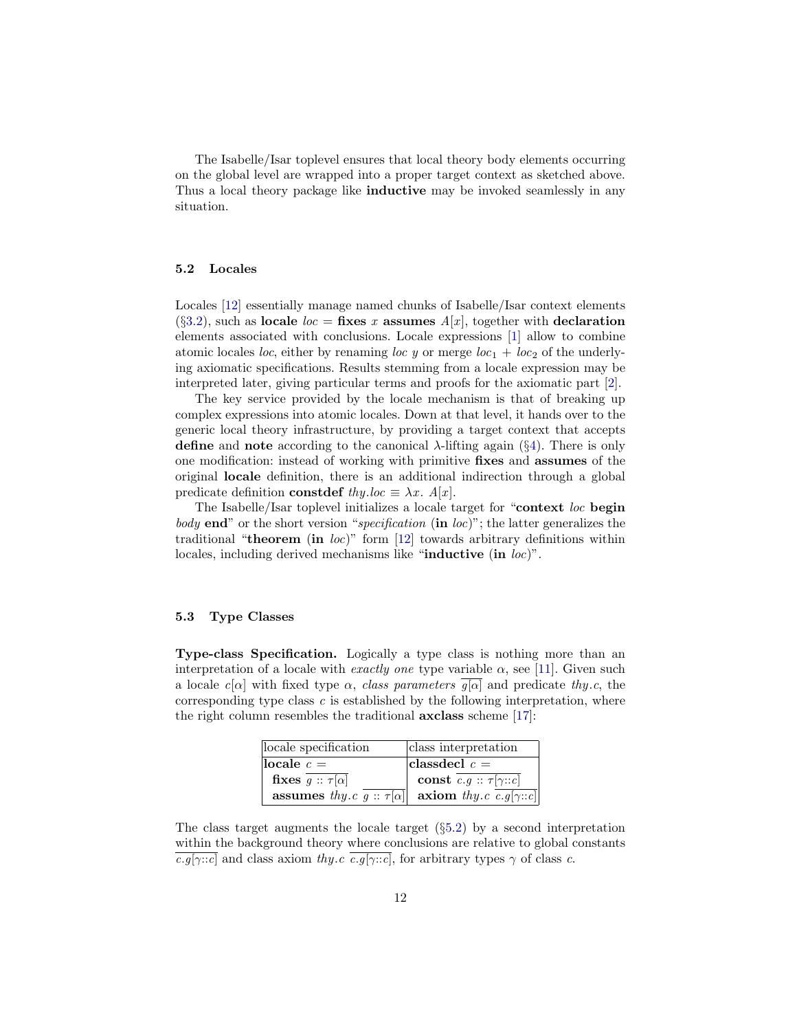The Isabelle/Isar toplevel ensures that local theory body elements occurring on the global level are wrapped into a proper target context as sketched above. Thus a local theory package like **inductive** may be invoked seamlessly in any situation.

### 5.2 Locales

Locales [12] essentially manage named chunks of Isabelle/Isar context elements (§3.2), such as **locale** *loc* = **fixes** $x$ **assumes** $A[x]$, together with **declaration** elements associated with conclusions. Locale expressions [1] allow to combine atomic locales *loc*, either by renaming *loc y* or merge $loc_1 + loc_2$ of the underlying axiomatic specifications. Results stemming from a locale expression may be interpreted later, giving particular terms and proofs for the axiomatic part [2].

The key service provided by the locale mechanism is that of breaking up complex expressions into atomic locales. Down at that level, it hands over to the generic local theory infrastructure, by providing a target context that accepts **define** and **note** according to the canonical $\lambda$-lifting again (§4). There is only one modification: instead of working with primitive **fixes** and **assumes** of the original **locale** definition, there is an additional indirection through a global predicate definition **constdef** $thy.loc \equiv \lambda x.\ A[x]$.

The Isabelle/Isar toplevel initializes a locale target for "**context** *loc* **begin** *body* **end**" or the short version "*specification* (**in** *loc*)"; the latter generalizes the traditional "**theorem** (**in** *loc*)" form [12] towards arbitrary definitions within locales, including derived mechanisms like "**inductive** (**in** *loc*)".

### 5.3 Type Classes

**Type-class Specification.** Logically a type class is nothing more than an interpretation of a locale with *exactly one* type variable $\alpha$, see [11]. Given such a locale $c[\alpha]$ with fixed type $\alpha$, *class parameters* $\overline{g[\alpha]}$ and predicate $thy.c$, the corresponding type class $c$ is established by the following interpretation, where the right column resembles the traditional **axclass** scheme [17]:

| locale specification | class interpretation |
|---|---|
| **locale** $c =$ | **classdecl** $c =$ |
| **fixes** $\overline{g :: \tau[\alpha]}$ | **const** $\overline{c.g :: \tau[\gamma{::}c]}$ |
| **assumes** $thy.c\ \overline{g :: \tau[\alpha]}$ | **axiom** $thy.c\ \overline{c.g[\gamma{::}c]}$ |

The class target augments the locale target (§5.2) by a second interpretation within the background theory where conclusions are relative to global constants $\overline{c.g[\gamma{::}c]}$ and class axiom $thy.c\ \overline{c.g[\gamma{::}c]}$, for arbitrary types $\gamma$ of class $c$.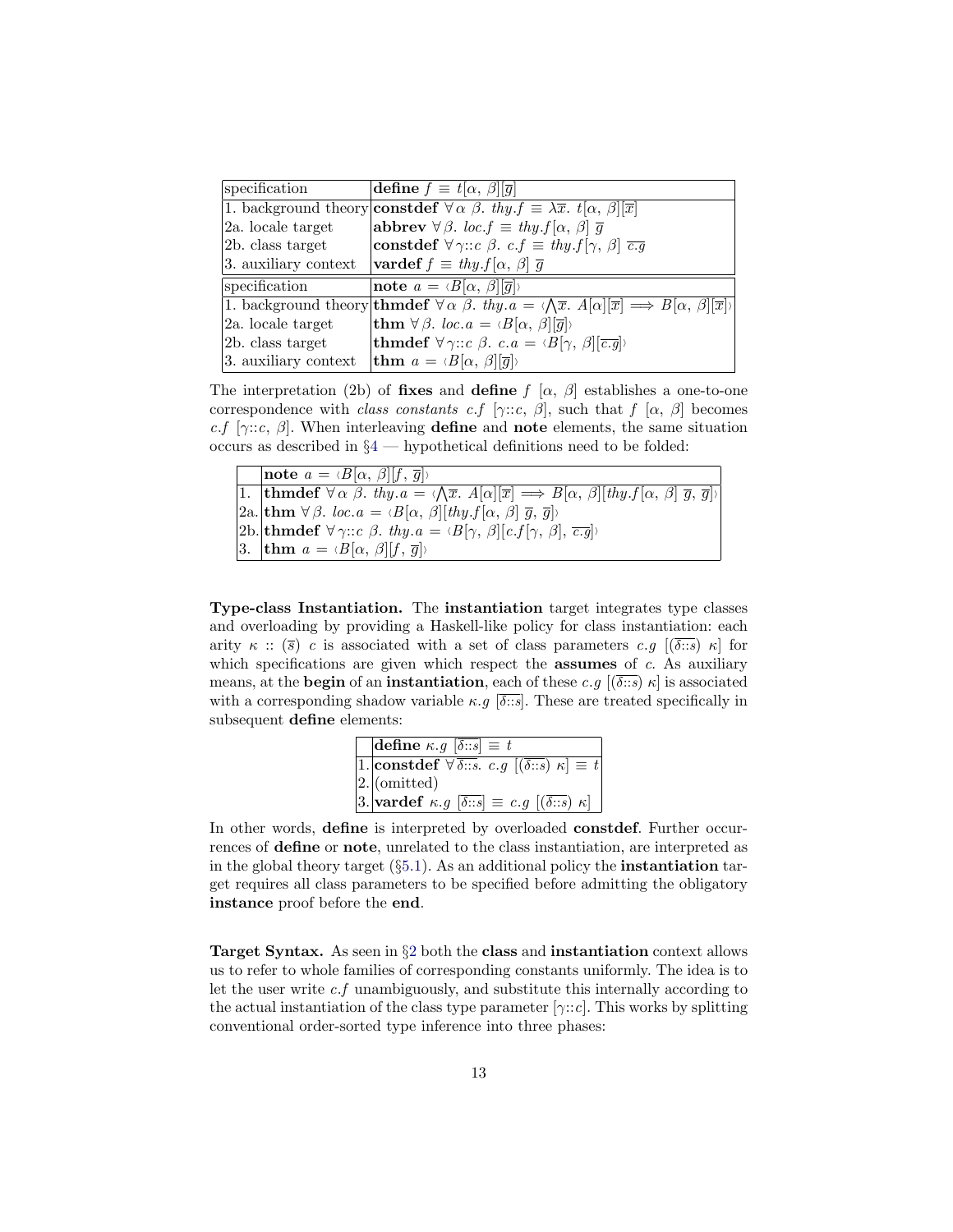| specification | **define** $f \equiv t[\alpha,\ \beta][\overline{g}]$ |
|---|---|
| 1. background theory | **constdef** $\forall\, \alpha\ \beta.\ \mathit{thy}.f \equiv \lambda\overline{x}.\ t[\alpha,\ \beta][\overline{x}]$ |
| 2a. locale target | **abbrev** $\forall\, \beta.\ \mathit{loc}.f \equiv \mathit{thy}.f[\alpha,\ \beta]\ \overline{g}$ |
| 2b. class target | **constdef** $\forall\, \gamma{::}c\ \beta.\ c.f \equiv \mathit{thy}.f[\gamma,\ \beta]\ \overline{c.g}$ |
| 3. auxiliary context | **vardef** $f \equiv \mathit{thy}.f[\alpha,\ \beta]\ \overline{g}$ |

| specification | **note** $a = \langle B[\alpha,\ \beta][\overline{g}]\rangle$ |
|---|---|
| 1. background theory | **thmdef** $\forall\, \alpha\ \beta.\ \mathit{thy}.a = \langle \bigwedge\overline{x}.\ A[\alpha][\overline{x}] \Longrightarrow B[\alpha,\ \beta][\overline{x}]\rangle$ |
| 2a. locale target | **thm** $\forall\, \beta.\ \mathit{loc}.a = \langle B[\alpha,\ \beta][\overline{g}]\rangle$ |
| 2b. class target | **thmdef** $\forall\, \gamma{::}c\ \beta.\ c.a = \langle B[\gamma,\ \beta][\overline{c.g}]\rangle$ |
| 3. auxiliary context | **thm** $a = \langle B[\alpha,\ \beta][\overline{g}]\rangle$ |

The interpretation (2b) of **fixes** and **define** $f\ [\alpha,\ \beta]$ establishes a one-to-one correspondence with *class constants* $c.f\ [\gamma{::}c,\ \beta]$, such that $f\ [\alpha,\ \beta]$ becomes $c.f\ [\gamma{::}c,\ \beta]$. When interleaving **define** and **note** elements, the same situation occurs as described in §4 — hypothetical definitions need to be folded:

| | **note** $a = \langle B[\alpha,\ \beta][f,\ \overline{g}]\rangle$ |
|---|---|
| 1. | **thmdef** $\forall\, \alpha\ \beta.\ \mathit{thy}.a = \langle \bigwedge\overline{x}.\ A[\alpha][\overline{x}] \Longrightarrow B[\alpha,\ \beta][\mathit{thy}.f[\alpha,\ \beta]\ \overline{g},\ \overline{g}]\rangle$ |
| 2a. | **thm** $\forall\, \beta.\ \mathit{loc}.a = \langle B[\alpha,\ \beta][\mathit{thy}.f[\alpha,\ \beta]\ \overline{g},\ \overline{g}]\rangle$ |
| 2b. | **thmdef** $\forall\, \gamma{::}c\ \beta.\ \mathit{thy}.a = \langle B[\gamma,\ \beta][c.f[\gamma,\ \beta],\ \overline{c.g}]\rangle$ |
| 3. | **thm** $a = \langle B[\alpha,\ \beta][f,\ \overline{g}]\rangle$ |

**Type-class Instantiation.** The **instantiation** target integrates type classes and overloading by providing a Haskell-like policy for class instantiation: each arity $\kappa :: (\overline{s})\ c$ is associated with a set of class parameters $c.g\ [(\overline{\delta{::}s})\ \kappa]$ for which specifications are given which respect the **assumes** of $c$. As auxiliary means, at the **begin** of an **instantiation**, each of these $c.g\ [(\overline{\delta{::}s})\ \kappa]$ is associated with a corresponding shadow variable $\kappa.g\ [\overline{\delta{::}s}]$. These are treated specifically in subsequent **define** elements:

| | **define** $\kappa.g\ [\overline{\delta{::}s}] \equiv t$ |
|---|---|
| 1. | **constdef** $\forall\, \overline{\delta{::}s}.\ c.g\ [(\overline{\delta{::}s})\ \kappa] \equiv t$ |
| 2. | (omitted) |
| 3. | **vardef** $\kappa.g\ [\overline{\delta{::}s}] \equiv c.g\ [(\overline{\delta{::}s})\ \kappa]$ |

In other words, **define** is interpreted by overloaded **constdef**. Further occurrences of **define** or **note**, unrelated to the class instantiation, are interpreted as in the global theory target (§5.1). As an additional policy the **instantiation** target requires all class parameters to be specified before admitting the obligatory **instance** proof before the **end**.

**Target Syntax.** As seen in §2 both the **class** and **instantiation** context allows us to refer to whole families of corresponding constants uniformly. The idea is to let the user write $c.f$ unambiguously, and substitute this internally according to the actual instantiation of the class type parameter $[\gamma{::}c]$. This works by splitting conventional order-sorted type inference into three phases: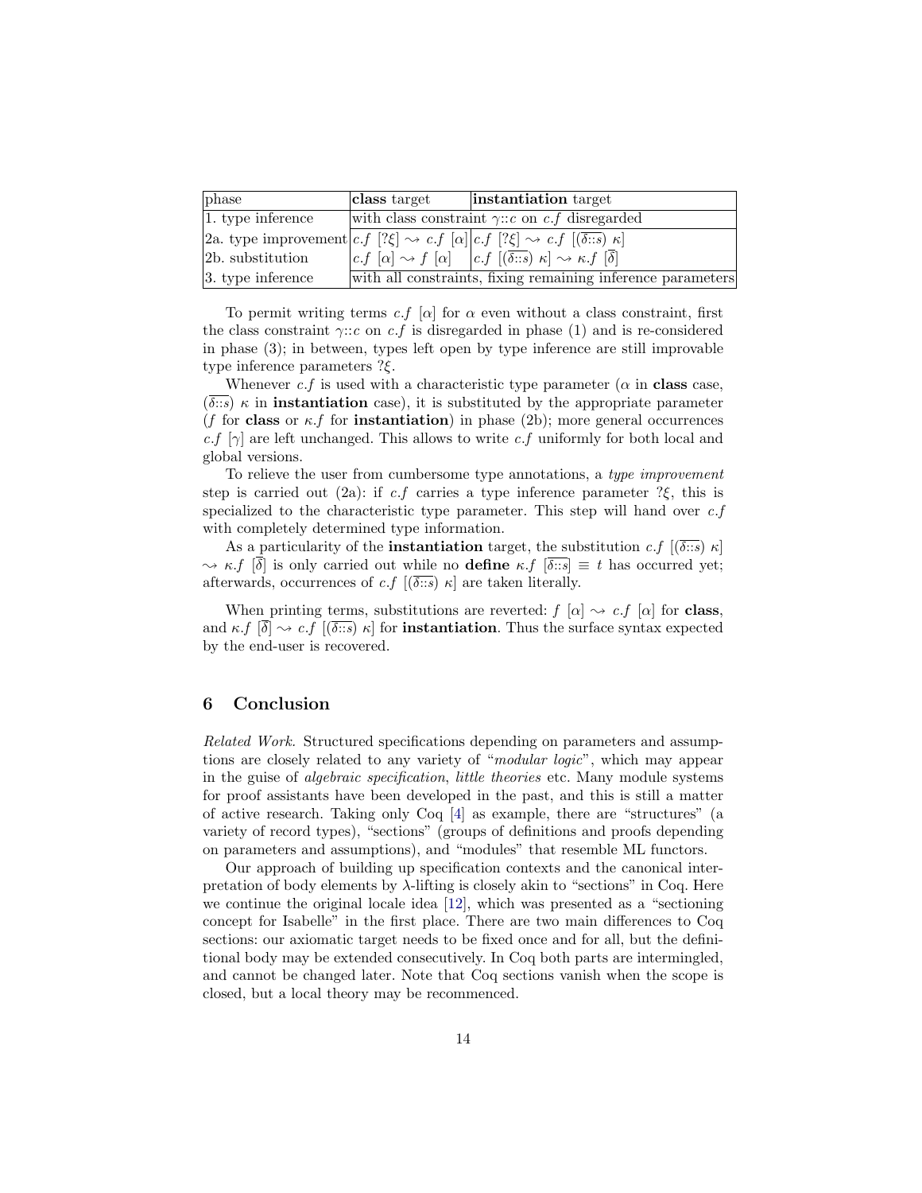| phase | **class** target | **instantiation** target |
|---|---|---|
| 1. type inference | with class constraint $\gamma{::}c$ on $c.f$ disregarded | |
| 2a. type improvement | $c.f\ [?\xi] \leadsto c.f\ [\alpha]$ | $c.f\ [?\xi] \leadsto c.f\ [(\overline{\delta{::}s})\ \kappa]$ |
| 2b. substitution | $c.f\ [\alpha] \leadsto f\ [\alpha]$ | $c.f\ [(\overline{\delta{::}s})\ \kappa] \leadsto \kappa.f\ [\overline{\delta}]$ |
| 3. type inference | with all constraints, fixing remaining inference parameters | |

To permit writing terms $c.f\ [\alpha]$ for $\alpha$ even without a class constraint, first the class constraint $\gamma{::}c$ on $c.f$ is disregarded in phase (1) and is re-considered in phase (3); in between, types left open by type inference are still improvable type inference parameters $?\xi$.

Whenever $c.f$ is used with a characteristic type parameter ($\alpha$ in **class** case, $(\overline{\delta{::}s})\ \kappa$ in **instantiation** case), it is substituted by the appropriate parameter ($f$ for **class** or $\kappa.f$ for **instantiation**) in phase (2b); more general occurrences $c.f\ [\gamma]$ are left unchanged. This allows to write $c.f$ uniformly for both local and global versions.

To relieve the user from cumbersome type annotations, a *type improvement* step is carried out (2a): if $c.f$ carries a type inference parameter $?\xi$, this is specialized to the characteristic type parameter. This step will hand over $c.f$ with completely determined type information.

As a particularity of the **instantiation** target, the substitution $c.f\ [(\overline{\delta{::}s})\ \kappa] \leadsto \kappa.f\ [\overline{\delta}]$ is only carried out while no **define** $\kappa.f\ [\overline{\delta{::}s}] \equiv t$ has occurred yet; afterwards, occurrences of $c.f\ [(\overline{\delta{::}s})\ \kappa]$ are taken literally.

When printing terms, substitutions are reverted: $f\ [\alpha] \leadsto c.f\ [\alpha]$ for **class**, and $\kappa.f\ [\overline{\delta}] \leadsto c.f\ [(\overline{\delta{::}s})\ \kappa]$ for **instantiation**. Thus the surface syntax expected by the end-user is recovered.

## 6 Conclusion

*Related Work.* Structured specifications depending on parameters and assumptions are closely related to any variety of "*modular logic*", which may appear in the guise of *algebraic specification*, *little theories* etc. Many module systems for proof assistants have been developed in the past, and this is still a matter of active research. Taking only Coq [4] as example, there are "structures" (a variety of record types), "sections" (groups of definitions and proofs depending on parameters and assumptions), and "modules" that resemble ML functors.

Our approach of building up specification contexts and the canonical interpretation of body elements by $\lambda$-lifting is closely akin to "sections" in Coq. Here we continue the original locale idea [12], which was presented as a "sectioning concept for Isabelle" in the first place. There are two main differences to Coq sections: our axiomatic target needs to be fixed once and for all, but the definitional body may be extended consecutively. In Coq both parts are intermingled, and cannot be changed later. Note that Coq sections vanish when the scope is closed, but a local theory may be recommenced.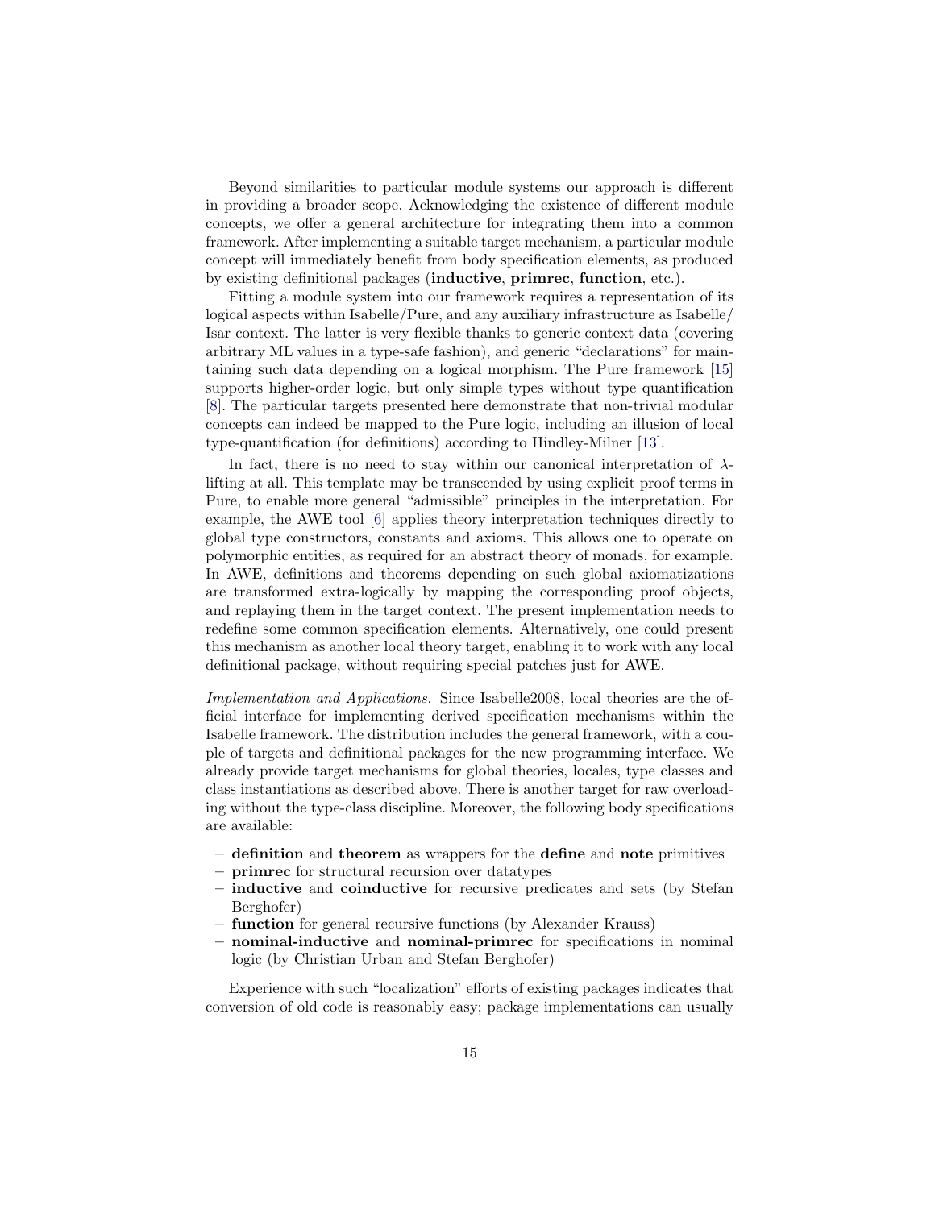Beyond similarities to particular module systems our approach is different in providing a broader scope. Acknowledging the existence of different module concepts, we offer a general architecture for integrating them into a common framework. After implementing a suitable target mechanism, a particular module concept will immediately benefit from body specification elements, as produced by existing definitional packages (**inductive**, **primrec**, **function**, etc.).

Fitting a module system into our framework requires a representation of its logical aspects within Isabelle/Pure, and any auxiliary infrastructure as Isabelle/Isar context. The latter is very flexible thanks to generic context data (covering arbitrary ML values in a type-safe fashion), and generic "declarations" for maintaining such data depending on a logical morphism. The Pure framework [15] supports higher-order logic, but only simple types without type quantification [8]. The particular targets presented here demonstrate that non-trivial modular concepts can indeed be mapped to the Pure logic, including an illusion of local type-quantification (for definitions) according to Hindley-Milner [13].

In fact, there is no need to stay within our canonical interpretation of $\lambda$-lifting at all. This template may be transcended by using explicit proof terms in Pure, to enable more general "admissible" principles in the interpretation. For example, the AWE tool [6] applies theory interpretation techniques directly to global type constructors, constants and axioms. This allows one to operate on polymorphic entities, as required for an abstract theory of monads, for example. In AWE, definitions and theorems depending on such global axiomatizations are transformed extra-logically by mapping the corresponding proof objects, and replaying them in the target context. The present implementation needs to redefine some common specification elements. Alternatively, one could present this mechanism as another local theory target, enabling it to work with any local definitional package, without requiring special patches just for AWE.

*Implementation and Applications.* Since Isabelle2008, local theories are the official interface for implementing derived specification mechanisms within the Isabelle framework. The distribution includes the general framework, with a couple of targets and definitional packages for the new programming interface. We already provide target mechanisms for global theories, locales, type classes and class instantiations as described above. There is another target for raw overloading without the type-class discipline. Moreover, the following body specifications are available:

- **definition** and **theorem** as wrappers for the **define** and **note** primitives
- **primrec** for structural recursion over datatypes
- **inductive** and **coinductive** for recursive predicates and sets (by Stefan Berghofer)
- **function** for general recursive functions (by Alexander Krauss)
- **nominal-inductive** and **nominal-primrec** for specifications in nominal logic (by Christian Urban and Stefan Berghofer)

Experience with such "localization" efforts of existing packages indicates that conversion of old code is reasonably easy; package implementations can usually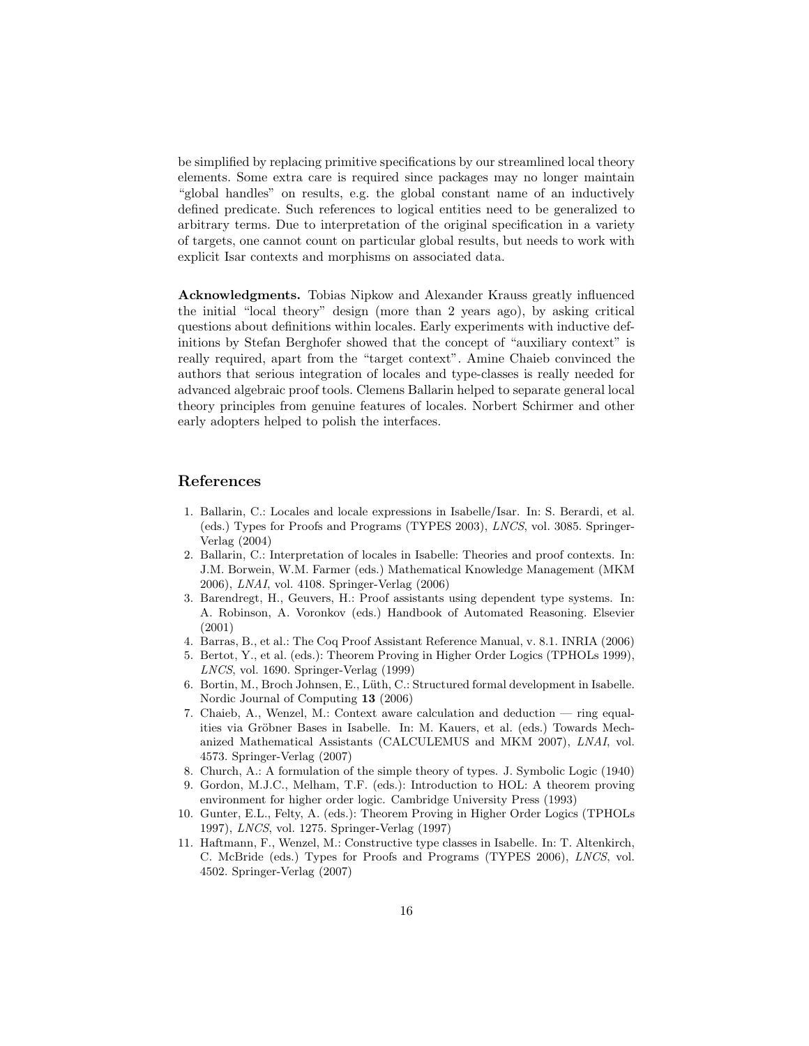be simplified by replacing primitive specifications by our streamlined local theory elements. Some extra care is required since packages may no longer maintain "global handles" on results, e.g. the global constant name of an inductively defined predicate. Such references to logical entities need to be generalized to arbitrary terms. Due to interpretation of the original specification in a variety of targets, one cannot count on particular global results, but needs to work with explicit Isar contexts and morphisms on associated data.

**Acknowledgments.** Tobias Nipkow and Alexander Krauss greatly influenced the initial "local theory" design (more than 2 years ago), by asking critical questions about definitions within locales. Early experiments with inductive definitions by Stefan Berghofer showed that the concept of "auxiliary context" is really required, apart from the "target context". Amine Chaieb convinced the authors that serious integration of locales and type-classes is really needed for advanced algebraic proof tools. Clemens Ballarin helped to separate general local theory principles from genuine features of locales. Norbert Schirmer and other early adopters helped to polish the interfaces.

## References

1. Ballarin, C.: Locales and locale expressions in Isabelle/Isar. In: S. Berardi, et al. (eds.) Types for Proofs and Programs (TYPES 2003), *LNCS*, vol. 3085. Springer-Verlag (2004)
2. Ballarin, C.: Interpretation of locales in Isabelle: Theories and proof contexts. In: J.M. Borwein, W.M. Farmer (eds.) Mathematical Knowledge Management (MKM 2006), *LNAI*, vol. 4108. Springer-Verlag (2006)
3. Barendregt, H., Geuvers, H.: Proof assistants using dependent type systems. In: A. Robinson, A. Voronkov (eds.) Handbook of Automated Reasoning. Elsevier (2001)
4. Barras, B., et al.: The Coq Proof Assistant Reference Manual, v. 8.1. INRIA (2006)
5. Bertot, Y., et al. (eds.): Theorem Proving in Higher Order Logics (TPHOLs 1999), *LNCS*, vol. 1690. Springer-Verlag (1999)
6. Bortin, M., Broch Johnsen, E., Lüth, C.: Structured formal development in Isabelle. Nordic Journal of Computing **13** (2006)
7. Chaieb, A., Wenzel, M.: Context aware calculation and deduction — ring equalities via Gröbner Bases in Isabelle. In: M. Kauers, et al. (eds.) Towards Mechanized Mathematical Assistants (CALCULEMUS and MKM 2007), *LNAI*, vol. 4573. Springer-Verlag (2007)
8. Church, A.: A formulation of the simple theory of types. J. Symbolic Logic (1940)
9. Gordon, M.J.C., Melham, T.F. (eds.): Introduction to HOL: A theorem proving environment for higher order logic. Cambridge University Press (1993)
10. Gunter, E.L., Felty, A. (eds.): Theorem Proving in Higher Order Logics (TPHOLs 1997), *LNCS*, vol. 1275. Springer-Verlag (1997)
11. Haftmann, F., Wenzel, M.: Constructive type classes in Isabelle. In: T. Altenkirch, C. McBride (eds.) Types for Proofs and Programs (TYPES 2006), *LNCS*, vol. 4502. Springer-Verlag (2007)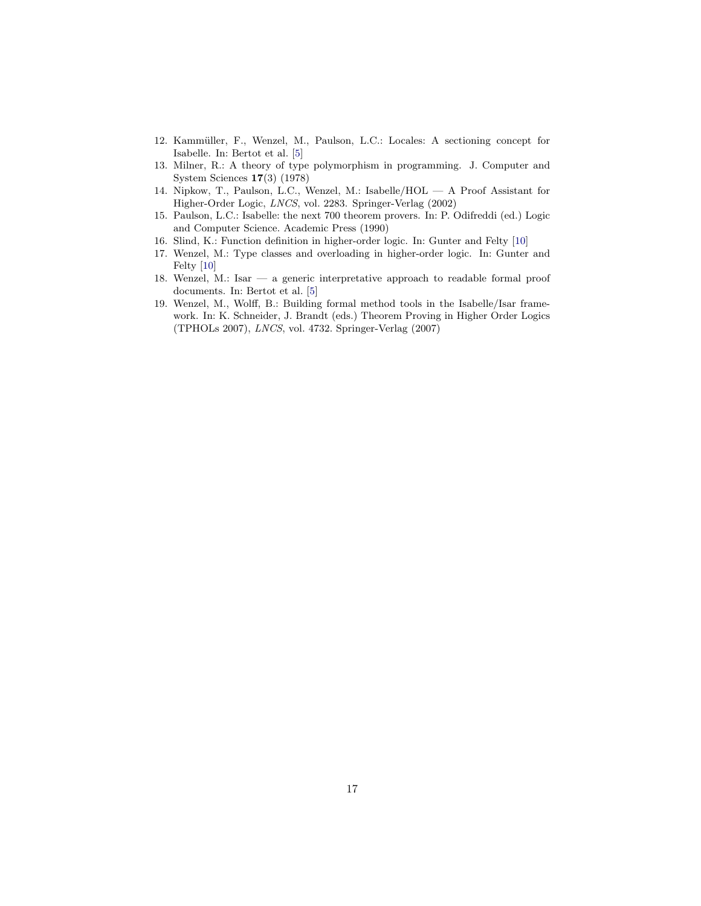12. Kammüller, F., Wenzel, M., Paulson, L.C.: Locales: A sectioning concept for Isabelle. In: Bertot et al. [5]
13. Milner, R.: A theory of type polymorphism in programming. J. Computer and System Sciences **17**(3) (1978)
14. Nipkow, T., Paulson, L.C., Wenzel, M.: Isabelle/HOL — A Proof Assistant for Higher-Order Logic, *LNCS*, vol. 2283. Springer-Verlag (2002)
15. Paulson, L.C.: Isabelle: the next 700 theorem provers. In: P. Odifreddi (ed.) Logic and Computer Science. Academic Press (1990)
16. Slind, K.: Function definition in higher-order logic. In: Gunter and Felty [10]
17. Wenzel, M.: Type classes and overloading in higher-order logic. In: Gunter and Felty [10]
18. Wenzel, M.: Isar — a generic interpretative approach to readable formal proof documents. In: Bertot et al. [5]
19. Wenzel, M., Wolff, B.: Building formal method tools in the Isabelle/Isar framework. In: K. Schneider, J. Brandt (eds.) Theorem Proving in Higher Order Logics (TPHOLs 2007), *LNCS*, vol. 4732. Springer-Verlag (2007)